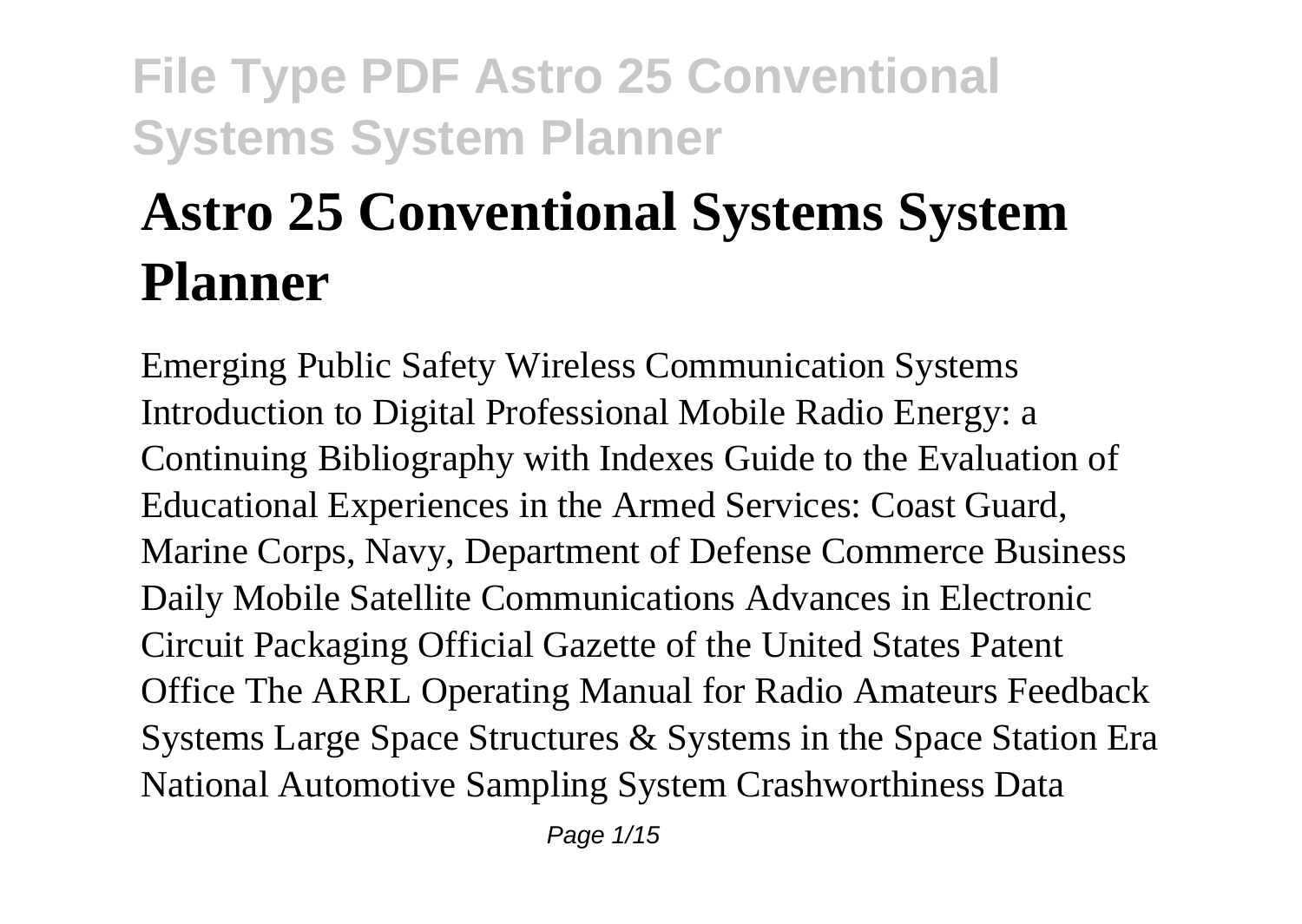# Astro 25 Conventional Systems System Planner

Emerging Public Safety Wireless Communication Systems Introduction to Digital Professional Mobile Radio Energy: a Continuing Bibliography with Indexes Guide to the Evaluation of Educational Experiences in the Armed Services: Coast Guard, Marine Corps, Navy, Department of Defense Commerce Business Daily Mobile Satellite Communications Advances in Electronic Circuit Packaging Official Gazette of the United States Patent Office The ARRL Operating Manual for Radio Amateurs Feedback Systems Large Space Structures & Systems in the Space Station Era National Automotive Sampling System Crashworthiness Data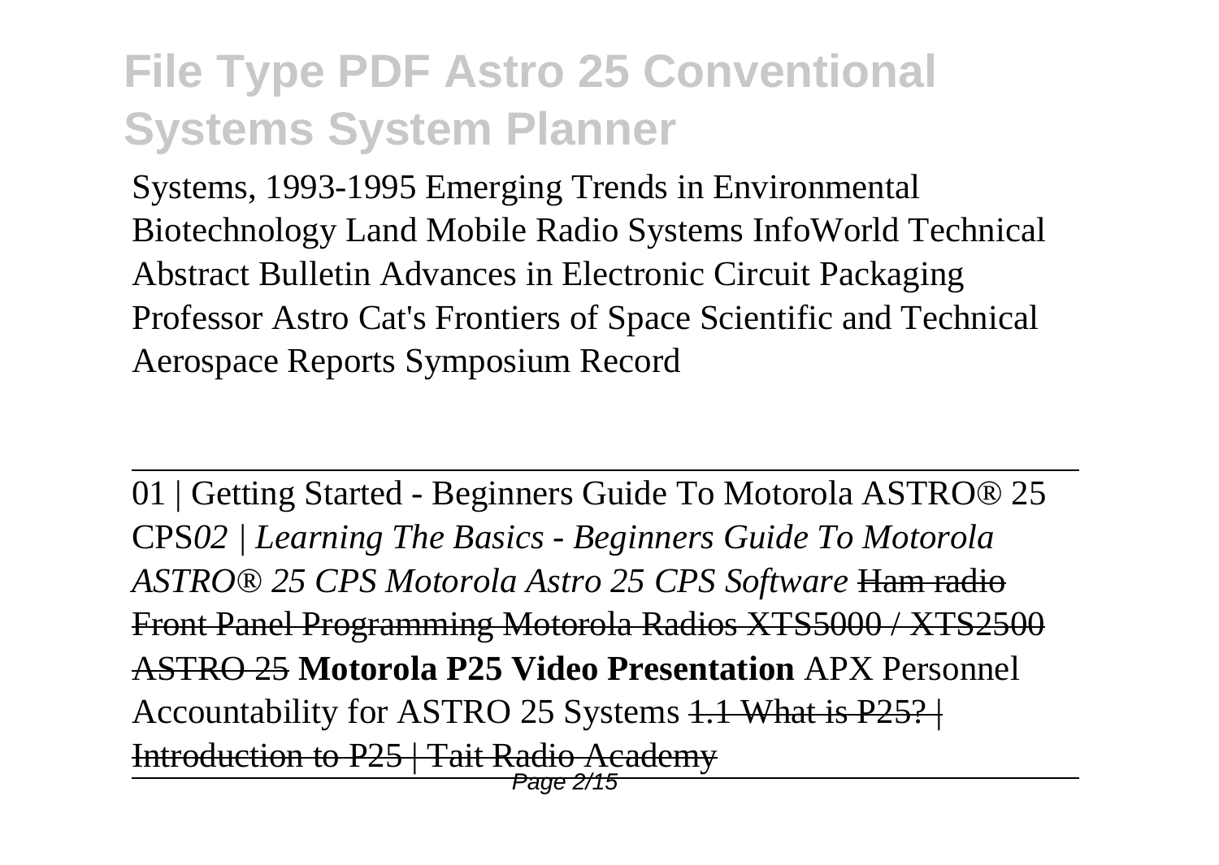Systems, 1993-1995 Emerging Trends in Environmental Biotechnology Land Mobile Radio Systems InfoWorld Technical Abstract Bulletin Advances in Electronic Circuit Packaging Professor Astro Cat's Frontiers of Space Scientific and Technical Aerospace Reports Symposium Record

---

01 | Getting Started - Beginners Guide To Motorola ASTRO® 25 CPS *02 | Learning The Basics - Beginners Guide To Motorola ASTRO® 25 CPS Motorola Astro 25 CPS Software* ~~Ham radio Front Panel Programming Motorola Radios XTS5000 / XTS2500 ASTRO 25~~ **Motorola P25 Video Presentation** APX Personnel Accountability for ASTRO 25 Systems ~~1.1 What is P25? | Introduction to P25 | Tait Radio Academy~~

---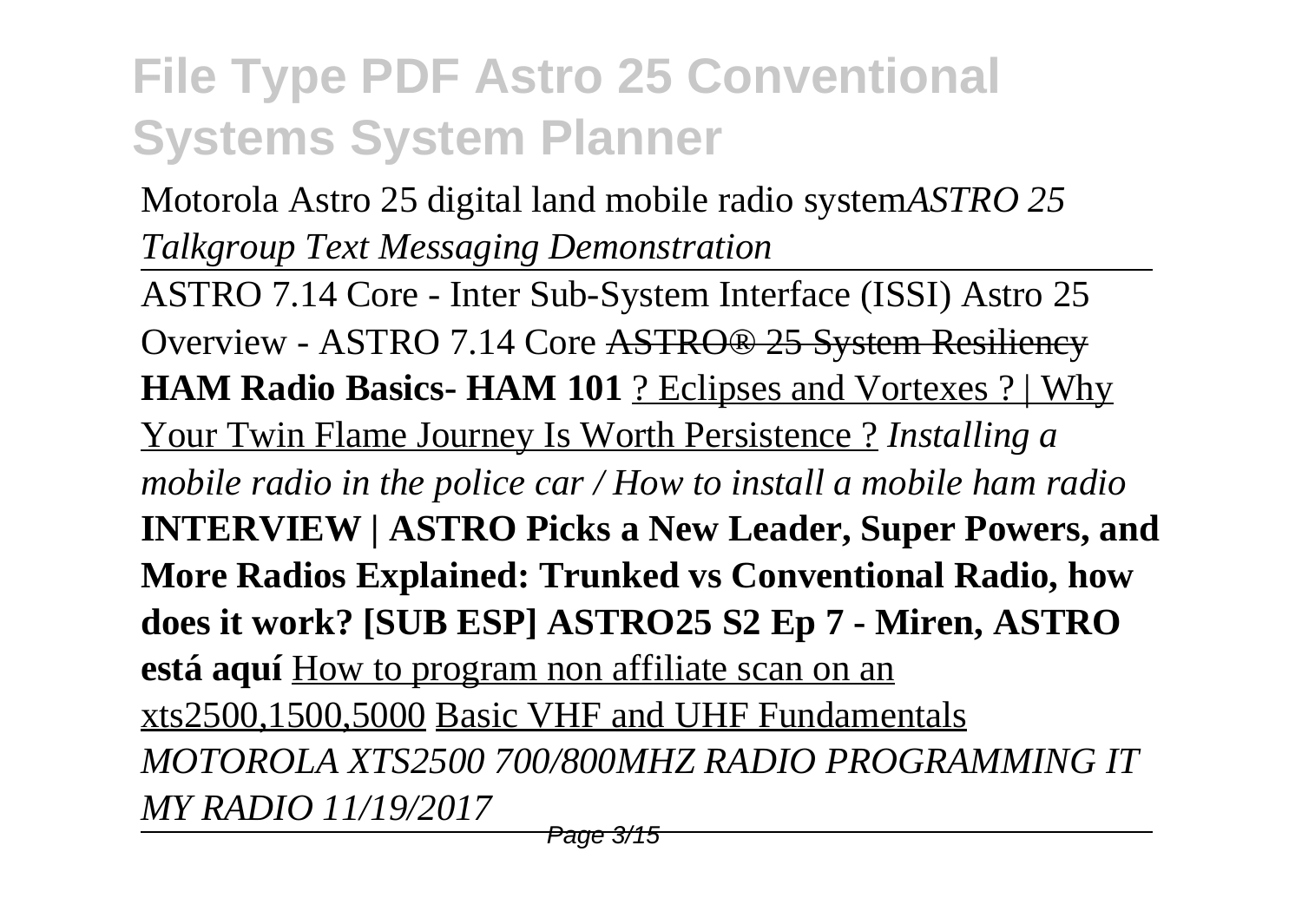Motorola Astro 25 digital land mobile radio system*ASTRO 25 Talkgroup Text Messaging Demonstration*

ASTRO 7.14 Core - Inter Sub-System Interface (ISSI) Astro 25 Overview - ASTRO 7.14 Core ~~ASTRO® 25 System Resiliency~~ **HAM Radio Basics- HAM 101** ? Eclipses and Vortexes ? | Why Your Twin Flame Journey Is Worth Persistence ? *Installing a mobile radio in the police car / How to install a mobile ham radio* **INTERVIEW | ASTRO Picks a New Leader, Super Powers, and More Radios Explained: Trunked vs Conventional Radio, how does it work? [SUB ESP] ASTRO25 S2 Ep 7 - Miren, ASTRO está aquí** How to program non affiliate scan on an xts2500,1500,5000 Basic VHF and UHF Fundamentals *MOTOROLA XTS2500 700/800MHZ RADIO PROGRAMMING IT MY RADIO 11/19/2017*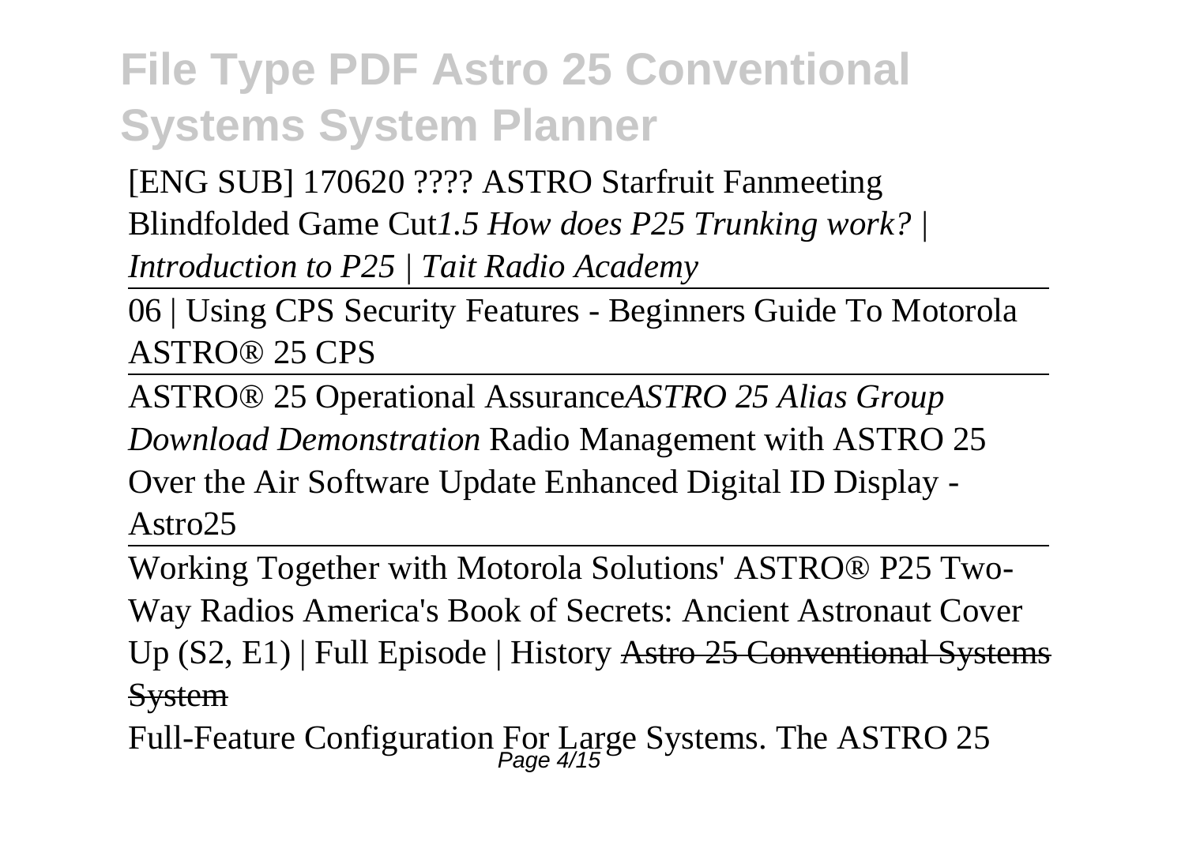[ENG SUB] 170620 ???? ASTRO Starfruit Fanmeeting Blindfolded Game Cut*1.5 How does P25 Trunking work? | Introduction to P25 | Tait Radio Academy*

06 | Using CPS Security Features - Beginners Guide To Motorola ASTRO® 25 CPS

ASTRO® 25 Operational Assurance*ASTRO 25 Alias Group Download Demonstration* Radio Management with ASTRO 25 Over the Air Software Update Enhanced Digital ID Display - Astro25

Working Together with Motorola Solutions' ASTRO® P25 Two-Way Radios America's Book of Secrets: Ancient Astronaut Cover Up (S2, E1) | Full Episode | History ~~Astro 25 Conventional Systems System~~

Full-Feature Configuration For Large Systems. The ASTRO 25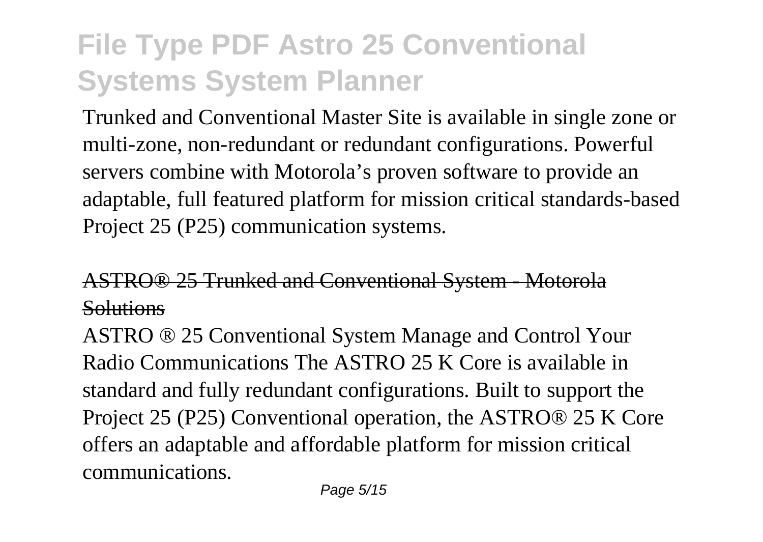Trunked and Conventional Master Site is available in single zone or multi-zone, non-redundant or redundant configurations. Powerful servers combine with Motorola's proven software to provide an adaptable, full featured platform for mission critical standards-based Project 25 (P25) communication systems.

## ASTRO® 25 Trunked and Conventional System - Motorola Solutions

ASTRO ® 25 Conventional System Manage and Control Your Radio Communications The ASTRO 25 K Core is available in standard and fully redundant configurations. Built to support the Project 25 (P25) Conventional operation, the ASTRO® 25 K Core offers an adaptable and affordable platform for mission critical communications.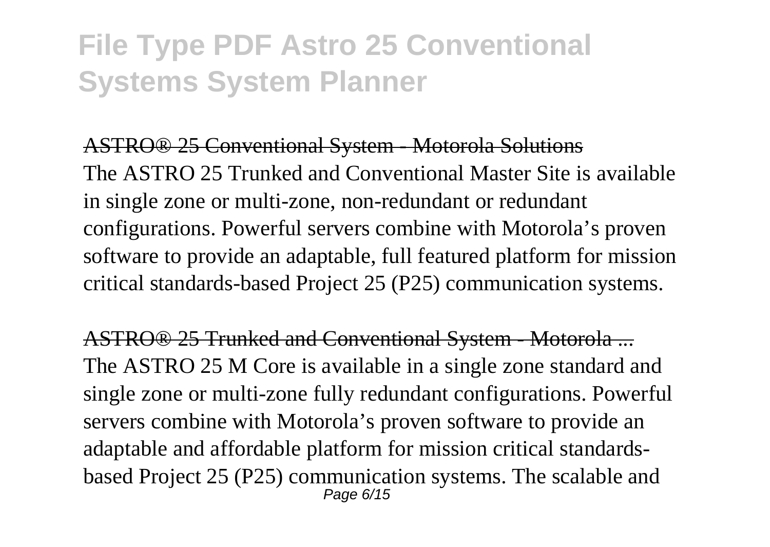# File Type PDF Astro 25 Conventional Systems System Planner

ASTRO® 25 Conventional System - Motorola Solutions
The ASTRO 25 Trunked and Conventional Master Site is available in single zone or multi-zone, non-redundant or redundant configurations. Powerful servers combine with Motorola's proven software to provide an adaptable, full featured platform for mission critical standards-based Project 25 (P25) communication systems.

ASTRO® 25 Trunked and Conventional System - Motorola ...
The ASTRO 25 M Core is available in a single zone standard and single zone or multi-zone fully redundant configurations. Powerful servers combine with Motorola's proven software to provide an adaptable and affordable platform for mission critical standards-based Project 25 (P25) communication systems. The scalable and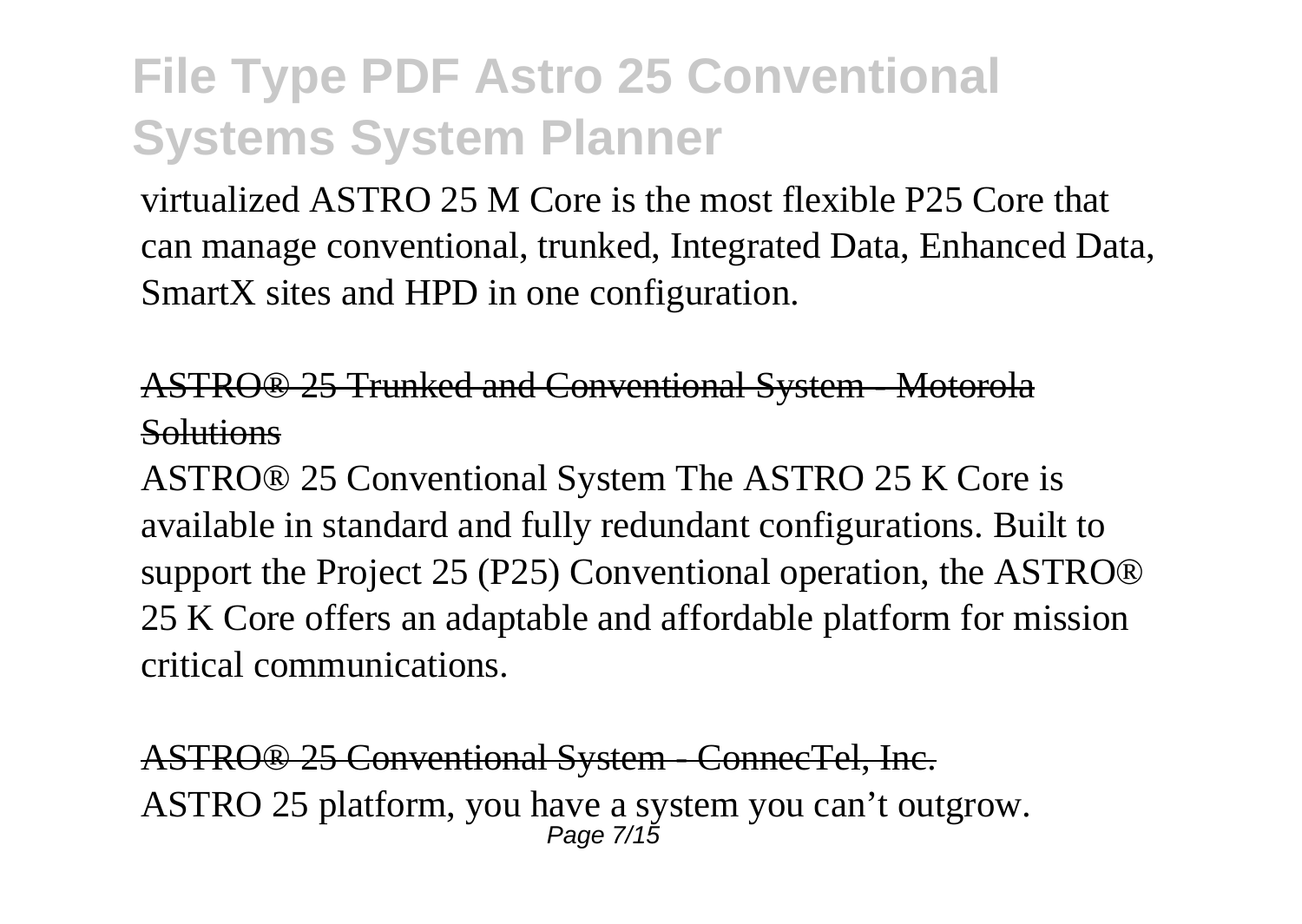virtualized ASTRO 25 M Core is the most flexible P25 Core that can manage conventional, trunked, Integrated Data, Enhanced Data, SmartX sites and HPD in one configuration.

ASTRO® 25 Trunked and Conventional System - Motorola Solutions

ASTRO® 25 Conventional System The ASTRO 25 K Core is available in standard and fully redundant configurations. Built to support the Project 25 (P25) Conventional operation, the ASTRO® 25 K Core offers an adaptable and affordable platform for mission critical communications.

ASTRO® 25 Conventional System - ConnecTel, Inc.

ASTRO 25 platform, you have a system you can't outgrow.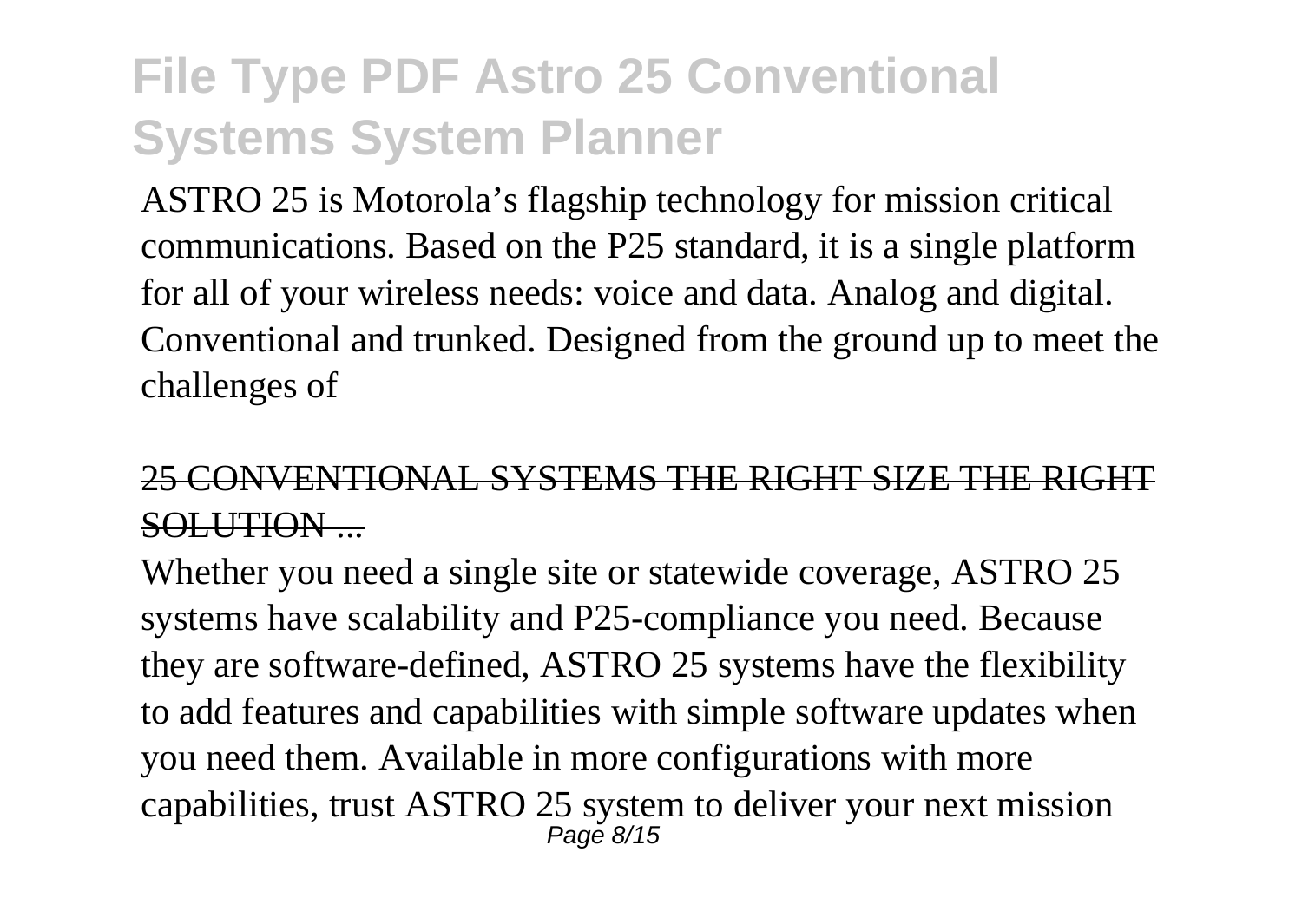ASTRO 25 is Motorola's flagship technology for mission critical communications. Based on the P25 standard, it is a single platform for all of your wireless needs: voice and data. Analog and digital. Conventional and trunked. Designed from the ground up to meet the challenges of

## 25 CONVENTIONAL SYSTEMS THE RIGHT SIZE THE RIGHT SOLUTION ...

Whether you need a single site or statewide coverage, ASTRO 25 systems have scalability and P25-compliance you need. Because they are software-defined, ASTRO 25 systems have the flexibility to add features and capabilities with simple software updates when you need them. Available in more configurations with more capabilities, trust ASTRO 25 system to deliver your next mission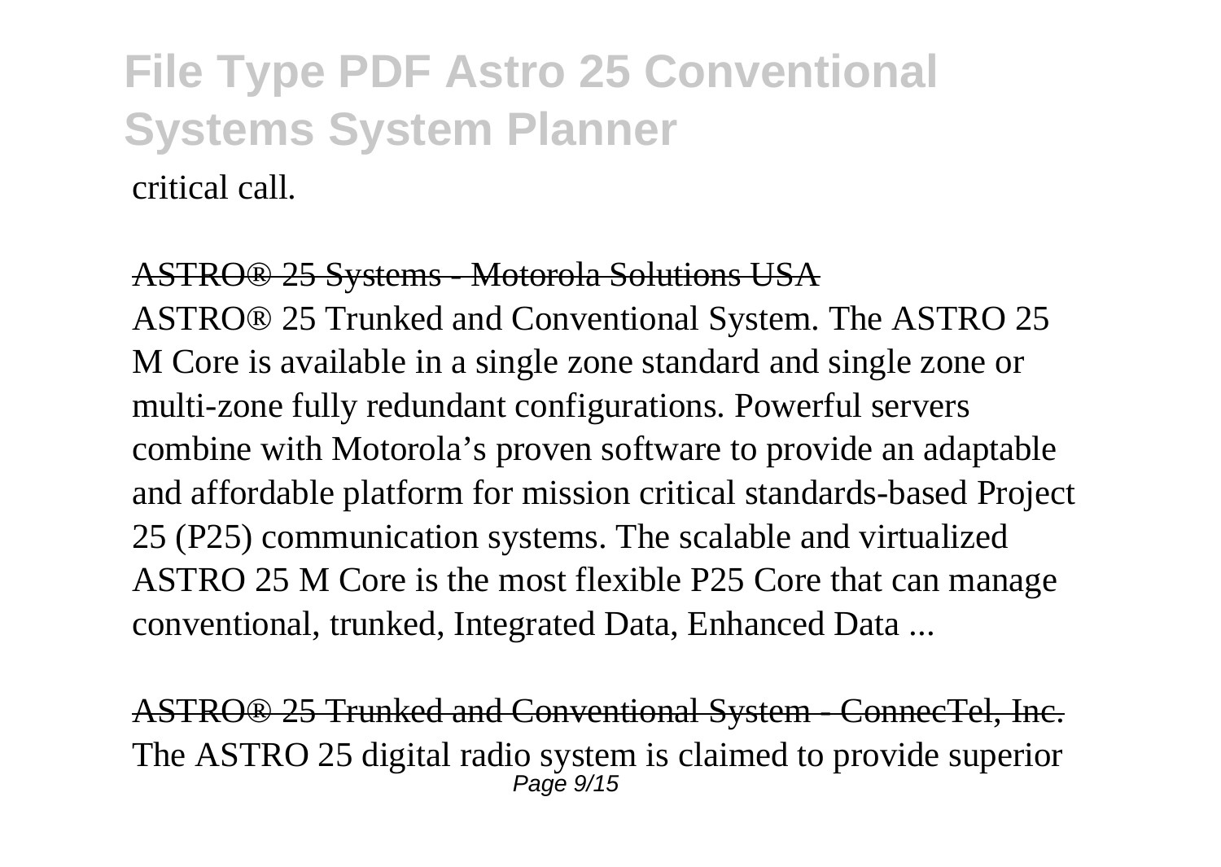critical call.

ASTRO® 25 Systems - Motorola Solutions USA

ASTRO® 25 Trunked and Conventional System. The ASTRO 25 M Core is available in a single zone standard and single zone or multi-zone fully redundant configurations. Powerful servers combine with Motorola's proven software to provide an adaptable and affordable platform for mission critical standards-based Project 25 (P25) communication systems. The scalable and virtualized ASTRO 25 M Core is the most flexible P25 Core that can manage conventional, trunked, Integrated Data, Enhanced Data ...

ASTRO® 25 Trunked and Conventional System - ConnecTel, Inc.

The ASTRO 25 digital radio system is claimed to provide superior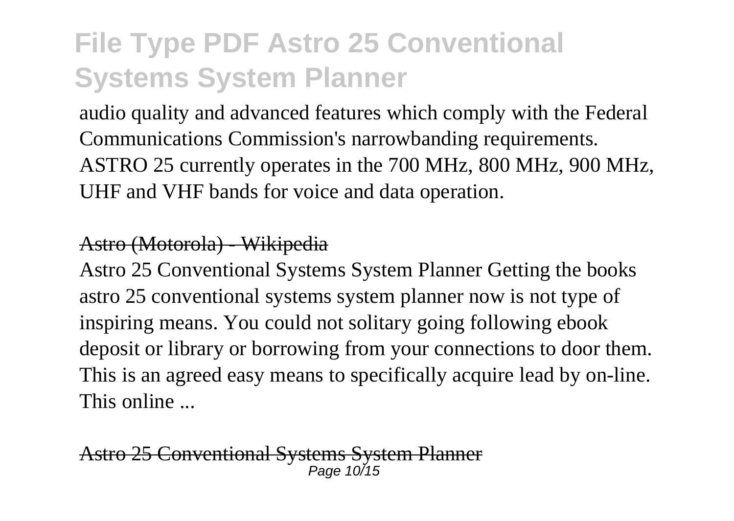audio quality and advanced features which comply with the Federal Communications Commission's narrowbanding requirements. ASTRO 25 currently operates in the 700 MHz, 800 MHz, 900 MHz, UHF and VHF bands for voice and data operation.

Astro (Motorola) - Wikipedia

Astro 25 Conventional Systems System Planner Getting the books astro 25 conventional systems system planner now is not type of inspiring means. You could not solitary going following ebook deposit or library or borrowing from your connections to door them. This is an agreed easy means to specifically acquire lead by on-line. This online ...

Astro 25 Conventional Systems System Planner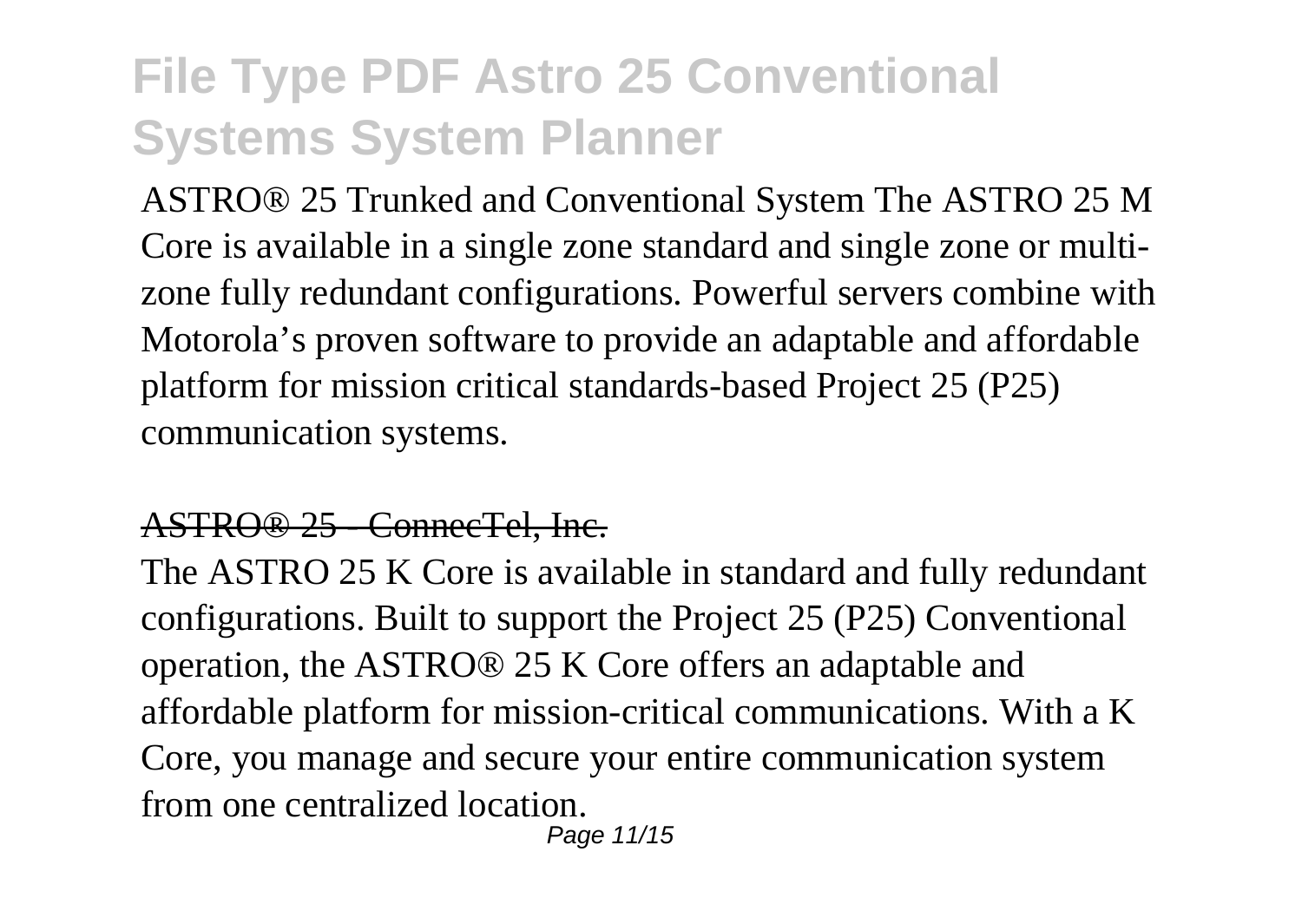ASTRO® 25 Trunked and Conventional System The ASTRO 25 M Core is available in a single zone standard and single zone or multi-zone fully redundant configurations. Powerful servers combine with Motorola's proven software to provide an adaptable and affordable platform for mission critical standards-based Project 25 (P25) communication systems.

ASTRO® 25 - ConnecTel, Inc.

The ASTRO 25 K Core is available in standard and fully redundant configurations. Built to support the Project 25 (P25) Conventional operation, the ASTRO® 25 K Core offers an adaptable and affordable platform for mission-critical communications. With a K Core, you manage and secure your entire communication system from one centralized location.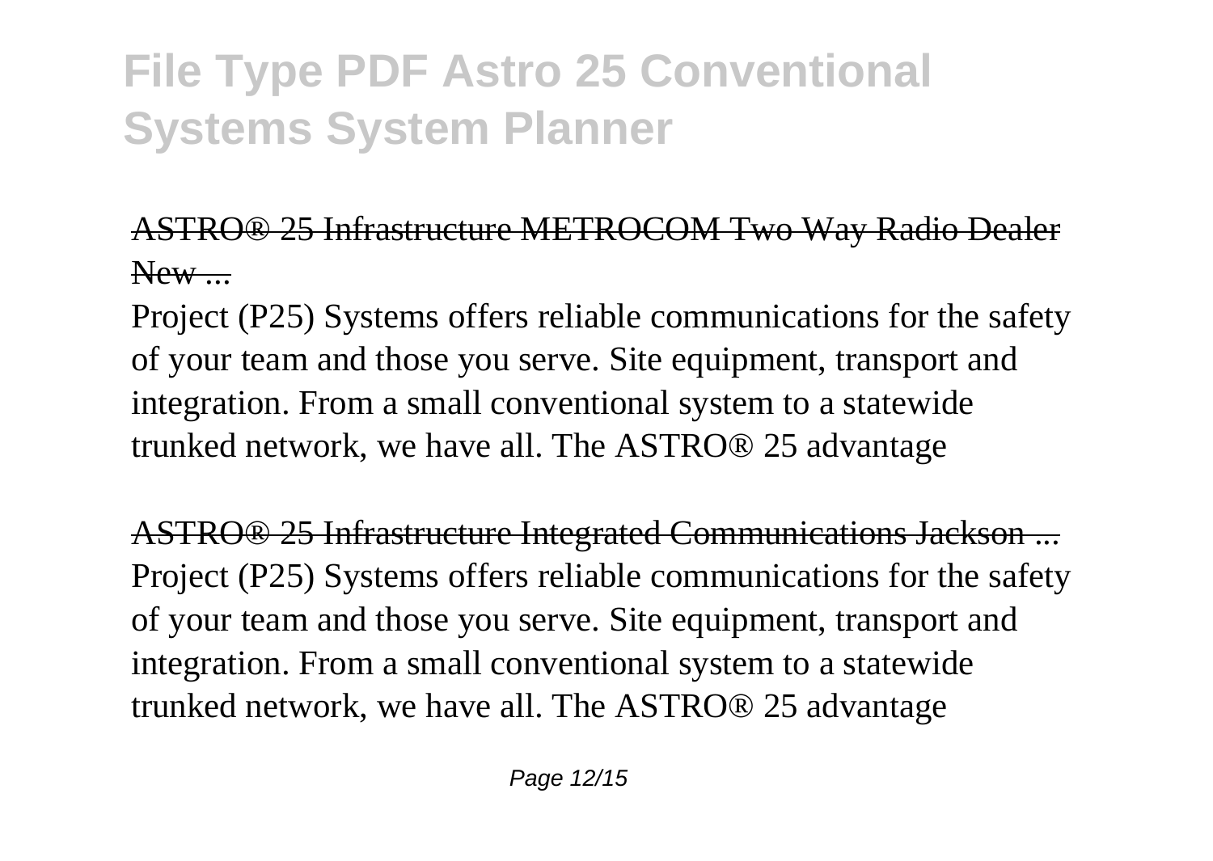ASTRO® 25 Infrastructure METROCOM Two Way Radio Dealer New ...

Project (P25) Systems offers reliable communications for the safety of your team and those you serve. Site equipment, transport and integration. From a small conventional system to a statewide trunked network, we have all. The ASTRO® 25 advantage

ASTRO® 25 Infrastructure Integrated Communications Jackson ...

Project (P25) Systems offers reliable communications for the safety of your team and those you serve. Site equipment, transport and integration. From a small conventional system to a statewide trunked network, we have all. The ASTRO® 25 advantage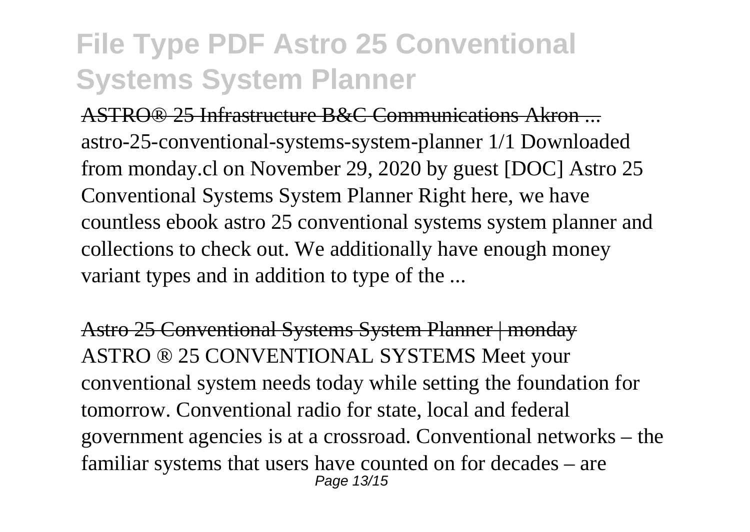# File Type PDF Astro 25 Conventional Systems System Planner

ASTRO® 25 Infrastructure B&C Communications Akron ...

astro-25-conventional-systems-system-planner 1/1 Downloaded from monday.cl on November 29, 2020 by guest [DOC] Astro 25 Conventional Systems System Planner Right here, we have countless ebook astro 25 conventional systems system planner and collections to check out. We additionally have enough money variant types and in addition to type of the ...

Astro 25 Conventional Systems System Planner | monday

ASTRO ® 25 CONVENTIONAL SYSTEMS Meet your conventional system needs today while setting the foundation for tomorrow. Conventional radio for state, local and federal government agencies is at a crossroad. Conventional networks – the familiar systems that users have counted on for decades – are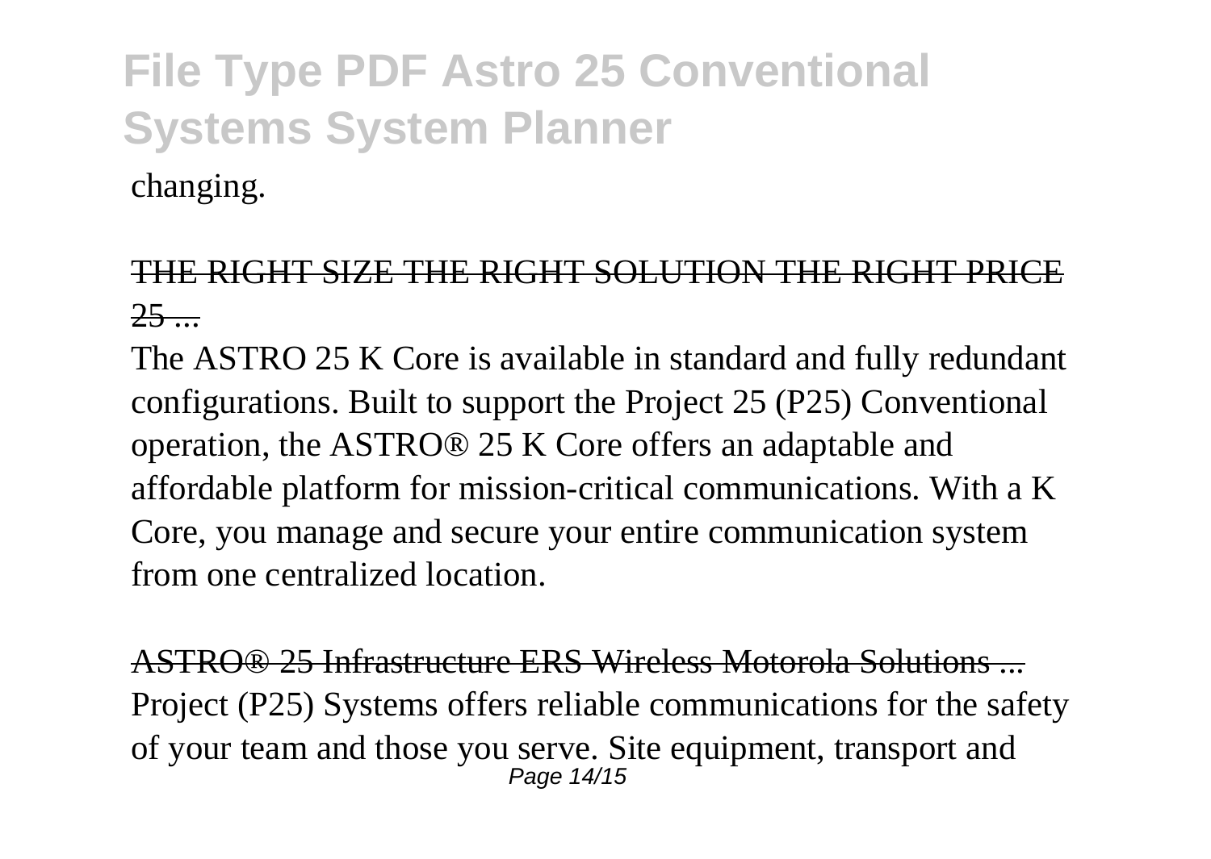changing.

THE RIGHT SIZE THE RIGHT SOLUTION THE RIGHT PRICE 25 ...

The ASTRO 25 K Core is available in standard and fully redundant configurations. Built to support the Project 25 (P25) Conventional operation, the ASTRO® 25 K Core offers an adaptable and affordable platform for mission-critical communications. With a K Core, you manage and secure your entire communication system from one centralized location.

ASTRO® 25 Infrastructure ERS Wireless Motorola Solutions ...

Project (P25) Systems offers reliable communications for the safety of your team and those you serve. Site equipment, transport and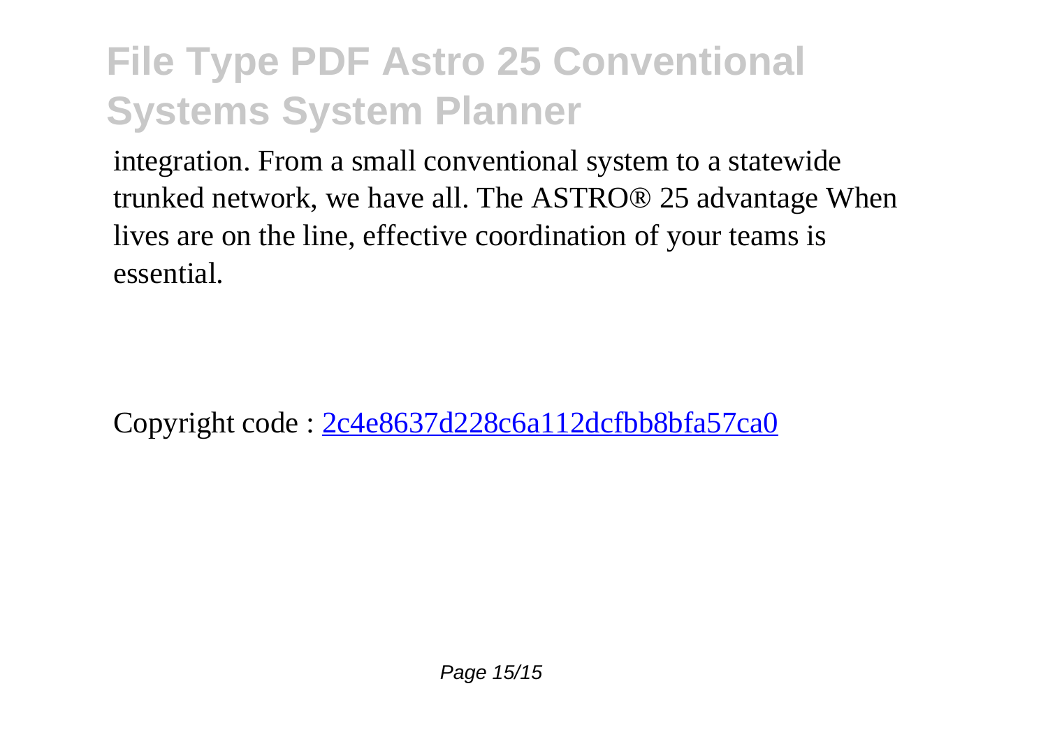integration. From a small conventional system to a statewide trunked network, we have all. The ASTRO® 25 advantage When lives are on the line, effective coordination of your teams is essential.

Copyright code : 2c4e8637d228c6a112dcfbb8bfa57ca0